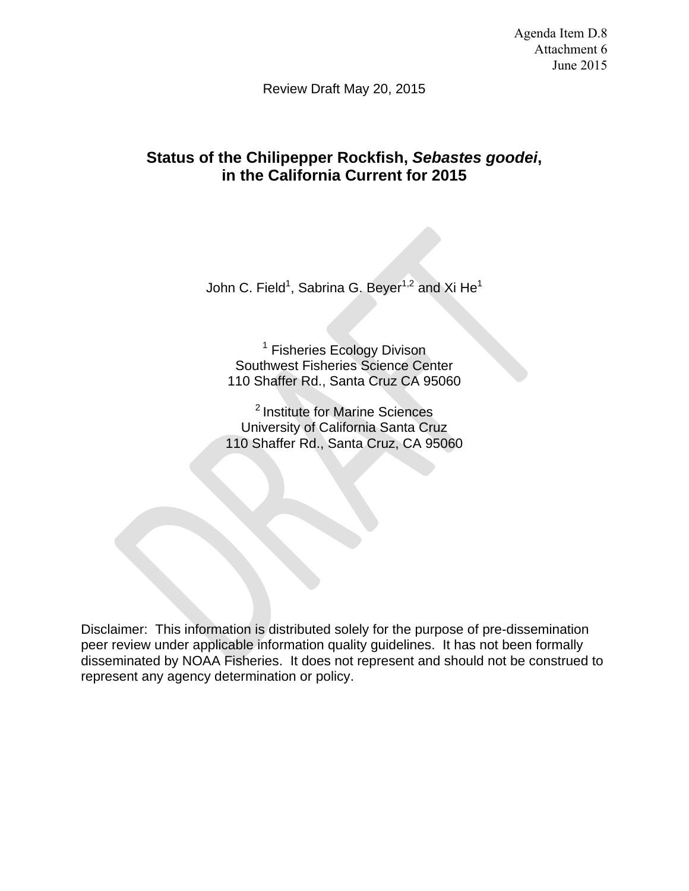Agenda Item D.8
Attachment 6
June 2015

Review Draft May 20, 2015

# Status of the Chilipepper Rockfish, *Sebastes goodei*, in the California Current for 2015

John C. Field[1], Sabrina G. Beyer[1,2] and Xi He[1]

[1] Fisheries Ecology Divison
Southwest Fisheries Science Center
110 Shaffer Rd., Santa Cruz CA 95060

[2] Institute for Marine Sciences
University of California Santa Cruz
110 Shaffer Rd., Santa Cruz, CA 95060

Disclaimer: This information is distributed solely for the purpose of pre-dissemination peer review under applicable information quality guidelines. It has not been formally disseminated by NOAA Fisheries. It does not represent and should not be construed to represent any agency determination or policy.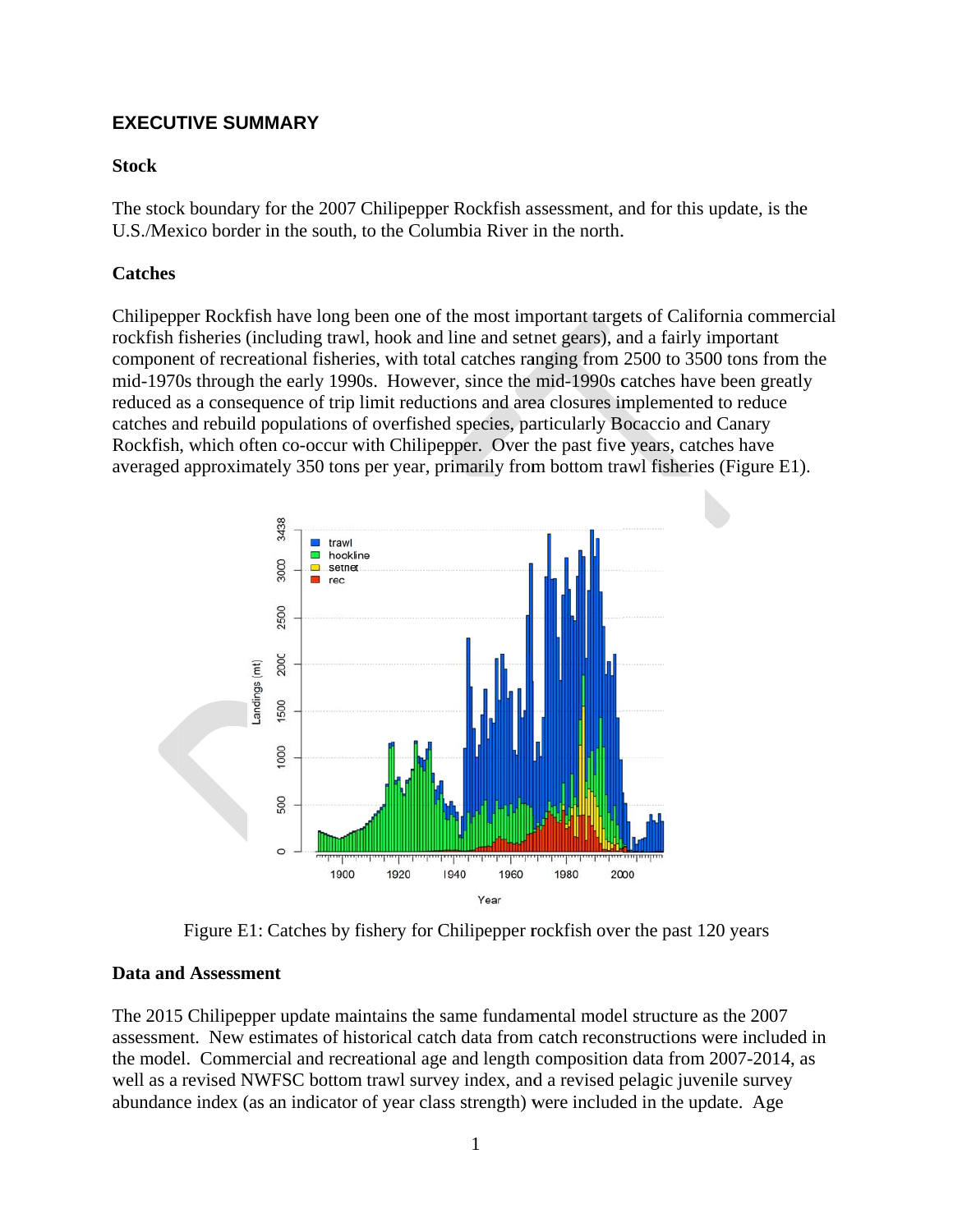## EXECUTIVE SUMMARY

### Stock

The stock boundary for the 2007 Chilipepper Rockfish assessment, and for this update, is the U.S./Mexico border in the south, to the Columbia River in the north.

### Catches

Chilipepper Rockfish have long been one of the most important targets of California commercial rockfish fisheries (including trawl, hook and line and setnet gears), and a fairly important component of recreational fisheries, with total catches ranging from 2500 to 3500 tons from the mid-1970s through the early 1990s. However, since the mid-1990s catches have been greatly reduced as a consequence of trip limit reductions and area closures implemented to reduce catches and rebuild populations of overfished species, particularly Bocaccio and Canary Rockfish, which often co-occur with Chilipepper. Over the past five years, catches have averaged approximately 350 tons per year, primarily from bottom trawl fisheries (Figure E1).

Figure E1: Catches by fishery for Chilipepper rockfish over the past 120 years

### Data and Assessment

The 2015 Chilipepper update maintains the same fundamental model structure as the 2007 assessment. New estimates of historical catch data from catch reconstructions were included in the model. Commercial and recreational age and length composition data from 2007-2014, as well as a revised NWFSC bottom trawl survey index, and a revised pelagic juvenile survey abundance index (as an indicator of year class strength) were included in the update. Age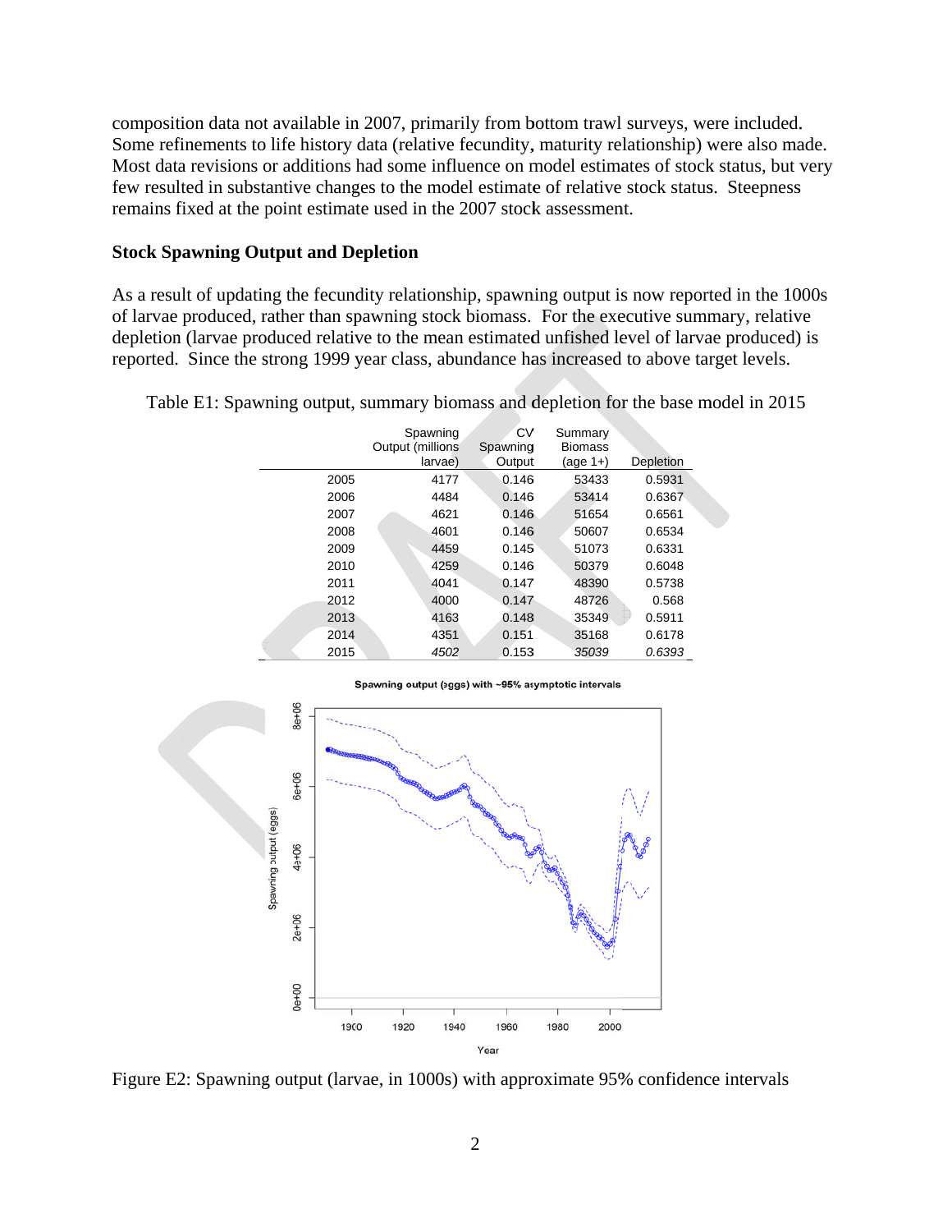composition data not available in 2007, primarily from bottom trawl surveys, were included. Some refinements to life history data (relative fecundity, maturity relationship) were also made. Most data revisions or additions had some influence on model estimates of stock status, but very few resulted in substantive changes to the model estimate of relative stock status. Steepness remains fixed at the point estimate used in the 2007 stock assessment.

## Stock Spawning Output and Depletion

As a result of updating the fecundity relationship, spawning output is now reported in the 1000s of larvae produced, rather than spawning stock biomass. For the executive summary, relative depletion (larvae produced relative to the mean estimated unfished level of larvae produced) is reported. Since the strong 1999 year class, abundance has increased to above target levels.

Table E1: Spawning output, summary biomass and depletion for the base model in 2015

| | Spawning Output (millions larvae) | CV Spawning Output | Summary Biomass (age 1+) | Depletion |
|---|---|---|---|---|
| 2005 | 4177 | 0.146 | 53433 | 0.5931 |
| 2006 | 4484 | 0.146 | 53414 | 0.6367 |
| 2007 | 4621 | 0.146 | 51654 | 0.6561 |
| 2008 | 4601 | 0.146 | 50607 | 0.6534 |
| 2009 | 4459 | 0.145 | 51073 | 0.6331 |
| 2010 | 4259 | 0.146 | 50379 | 0.6048 |
| 2011 | 4041 | 0.147 | 48390 | 0.5738 |
| 2012 | 4000 | 0.147 | 48726 | 0.568 |
| 2013 | 4163 | 0.148 | 35349 | 0.5911 |
| 2014 | 4351 | 0.151 | 35168 | 0.6178 |
| 2015 | *4502* | 0.153 | *35039* | *0.6393* |

Figure E2: Spawning output (larvae, in 1000s) with approximate 95% confidence intervals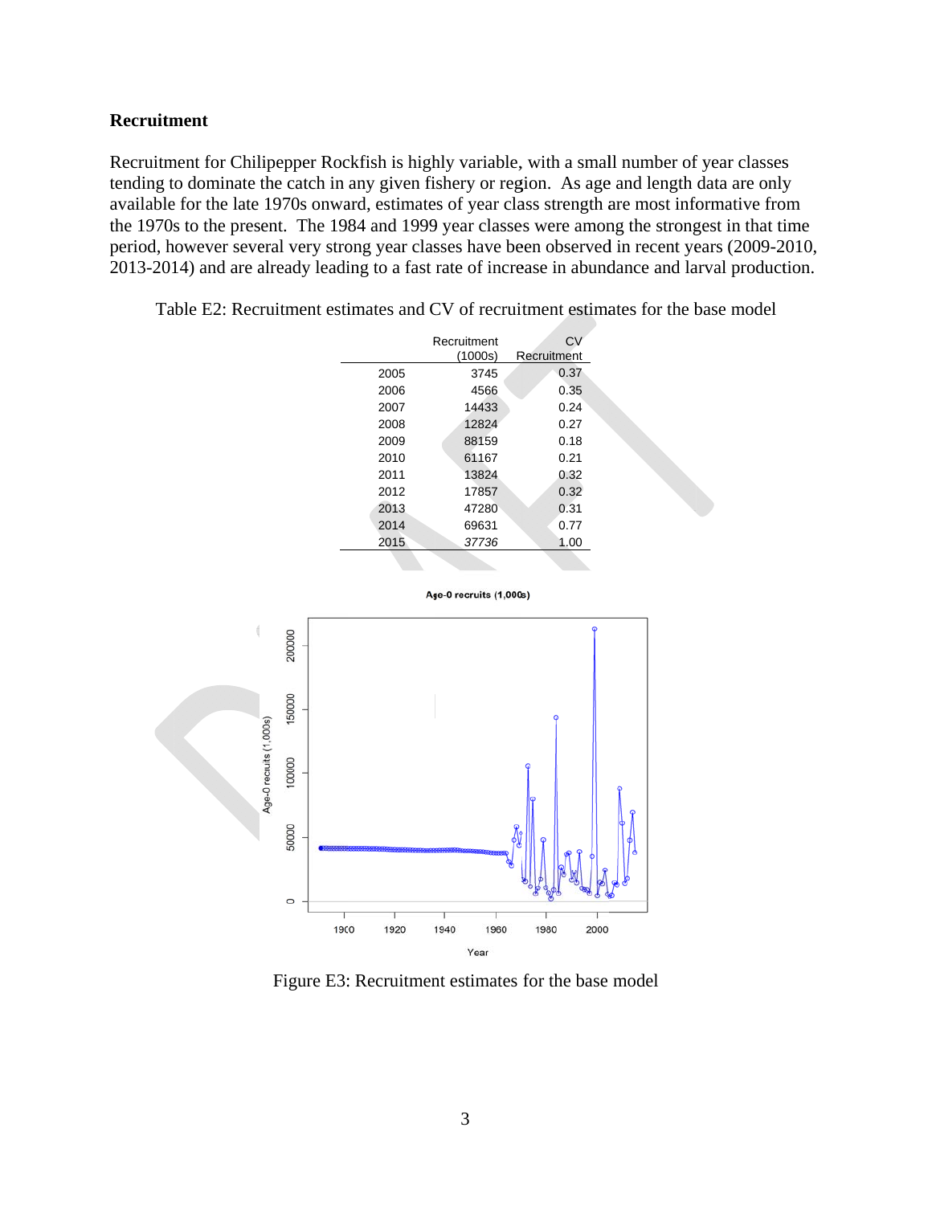## Recruitment

Recruitment for Chilipepper Rockfish is highly variable, with a small number of year classes tending to dominate the catch in any given fishery or region. As age and length data are only available for the late 1970s onward, estimates of year class strength are most informative from the 1970s to the present. The 1984 and 1999 year classes were among the strongest in that time period, however several very strong year classes have been observed in recent years (2009-2010, 2013-2014) and are already leading to a fast rate of increase in abundance and larval production.

Table E2: Recruitment estimates and CV of recruitment estimates for the base model

| | Recruitment (1000s) | CV Recruitment |
|---|---|---|
| 2005 | 3745 | 0.37 |
| 2006 | 4566 | 0.35 |
| 2007 | 14433 | 0.24 |
| 2008 | 12824 | 0.27 |
| 2009 | 88159 | 0.18 |
| 2010 | 61167 | 0.21 |
| 2011 | 13824 | 0.32 |
| 2012 | 17857 | 0.32 |
| 2013 | 47280 | 0.31 |
| 2014 | 69631 | 0.77 |
| 2015 | *37736* | 1.00 |

Figure E3: Recruitment estimates for the base model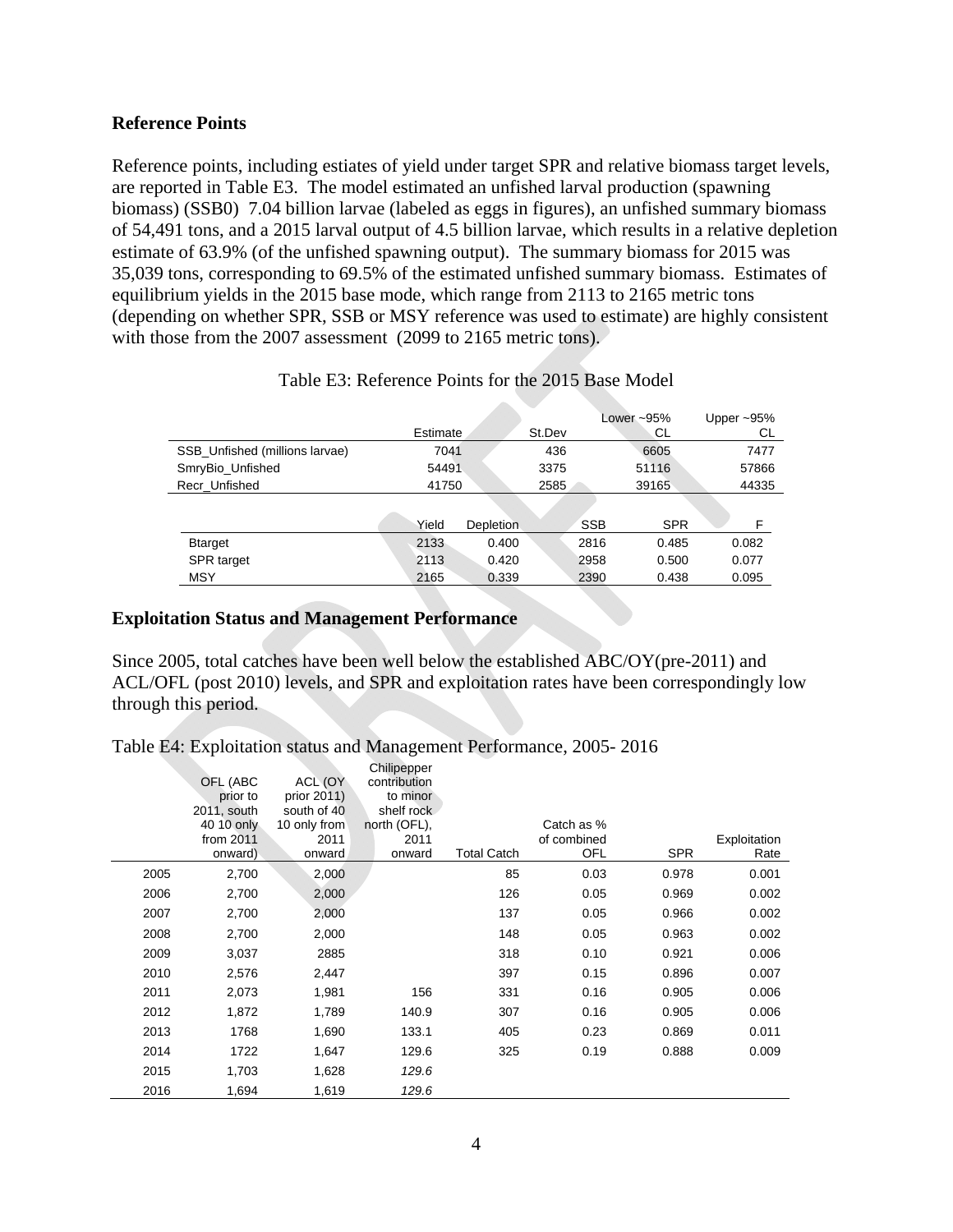## Reference Points

Reference points, including estiates of yield under target SPR and relative biomass target levels, are reported in Table E3. The model estimated an unfished larval production (spawning biomass) (SSB0) 7.04 billion larvae (labeled as eggs in figures), an unfished summary biomass of 54,491 tons, and a 2015 larval output of 4.5 billion larvae, which results in a relative depletion estimate of 63.9% (of the unfished spawning output). The summary biomass for 2015 was 35,039 tons, corresponding to 69.5% of the estimated unfished summary biomass. Estimates of equilibrium yields in the 2015 base mode, which range from 2113 to 2165 metric tons (depending on whether SPR, SSB or MSY reference was used to estimate) are highly consistent with those from the 2007 assessment (2099 to 2165 metric tons).

Table E3: Reference Points for the 2015 Base Model

| | Estimate | St.Dev | Lower ~95% CL | Upper ~95% CL |
|---|---|---|---|---|
| SSB_Unfished (millions larvae) | 7041 | 436 | 6605 | 7477 |
| SmryBio_Unfished | 54491 | 3375 | 51116 | 57866 |
| Recr_Unfished | 41750 | 2585 | 39165 | 44335 |

| | Yield | Depletion | SSB | SPR | F |
|---|---|---|---|---|---|
| Btarget | 2133 | 0.400 | 2816 | 0.485 | 0.082 |
| SPR target | 2113 | 0.420 | 2958 | 0.500 | 0.077 |
| MSY | 2165 | 0.339 | 2390 | 0.438 | 0.095 |

## Exploitation Status and Management Performance

Since 2005, total catches have been well below the established ABC/OY(pre-2011) and ACL/OFL (post 2010) levels, and SPR and exploitation rates have been correspondingly low through this period.

Table E4: Exploitation status and Management Performance, 2005- 2016

| | OFL (ABC prior to 2011, south 40 10 only from 2011 onward) | ACL (OY prior 2011) south of 40 10 only from 2011 onward | Chilipepper contribution to minor shelf rock north (OFL), 2011 onward | Total Catch | Catch as % of combined OFL | SPR | Exploitation Rate |
|---|---|---|---|---|---|---|---|
| 2005 | 2,700 | 2,000 | | 85 | 0.03 | 0.978 | 0.001 |
| 2006 | 2,700 | 2,000 | | 126 | 0.05 | 0.969 | 0.002 |
| 2007 | 2,700 | 2,000 | | 137 | 0.05 | 0.966 | 0.002 |
| 2008 | 2,700 | 2,000 | | 148 | 0.05 | 0.963 | 0.002 |
| 2009 | 3,037 | 2885 | | 318 | 0.10 | 0.921 | 0.006 |
| 2010 | 2,576 | 2,447 | | 397 | 0.15 | 0.896 | 0.007 |
| 2011 | 2,073 | 1,981 | 156 | 331 | 0.16 | 0.905 | 0.006 |
| 2012 | 1,872 | 1,789 | 140.9 | 307 | 0.16 | 0.905 | 0.006 |
| 2013 | 1768 | 1,690 | 133.1 | 405 | 0.23 | 0.869 | 0.011 |
| 2014 | 1722 | 1,647 | 129.6 | 325 | 0.19 | 0.888 | 0.009 |
| 2015 | 1,703 | 1,628 | *129.6* | | | | |
| 2016 | 1,694 | 1,619 | *129.6* | | | | |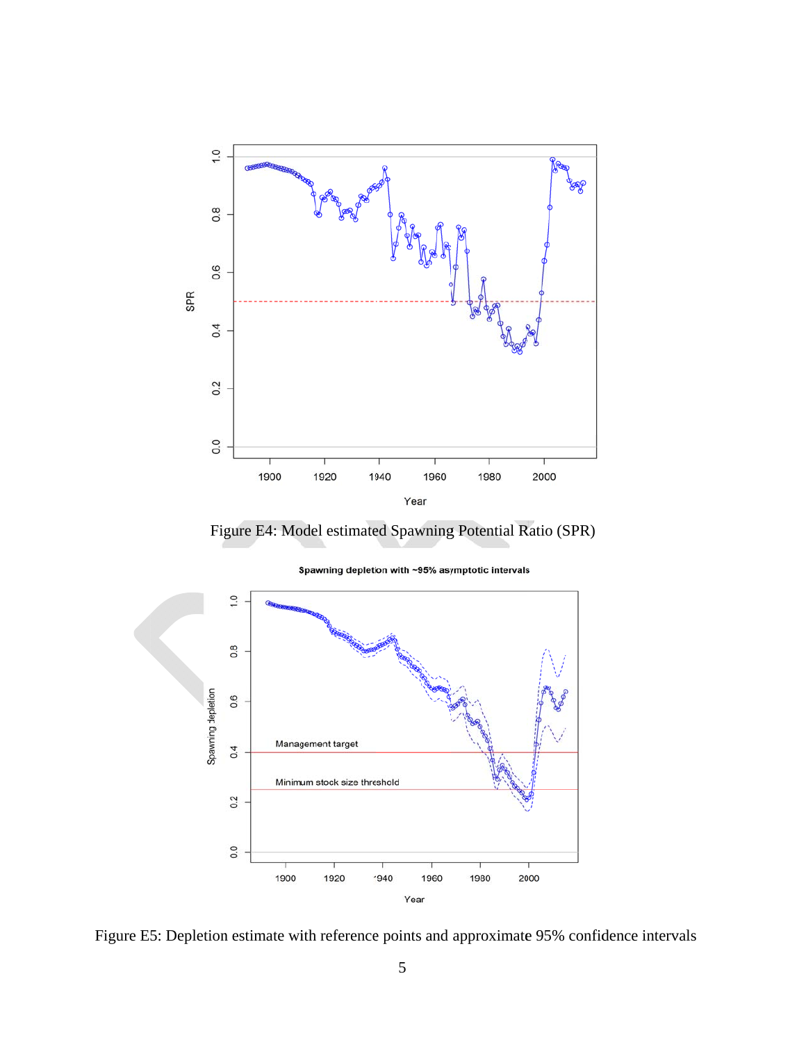Figure E4: Model estimated Spawning Potential Ratio (SPR)

Figure E5: Depletion estimate with reference points and approximate 95% confidence intervals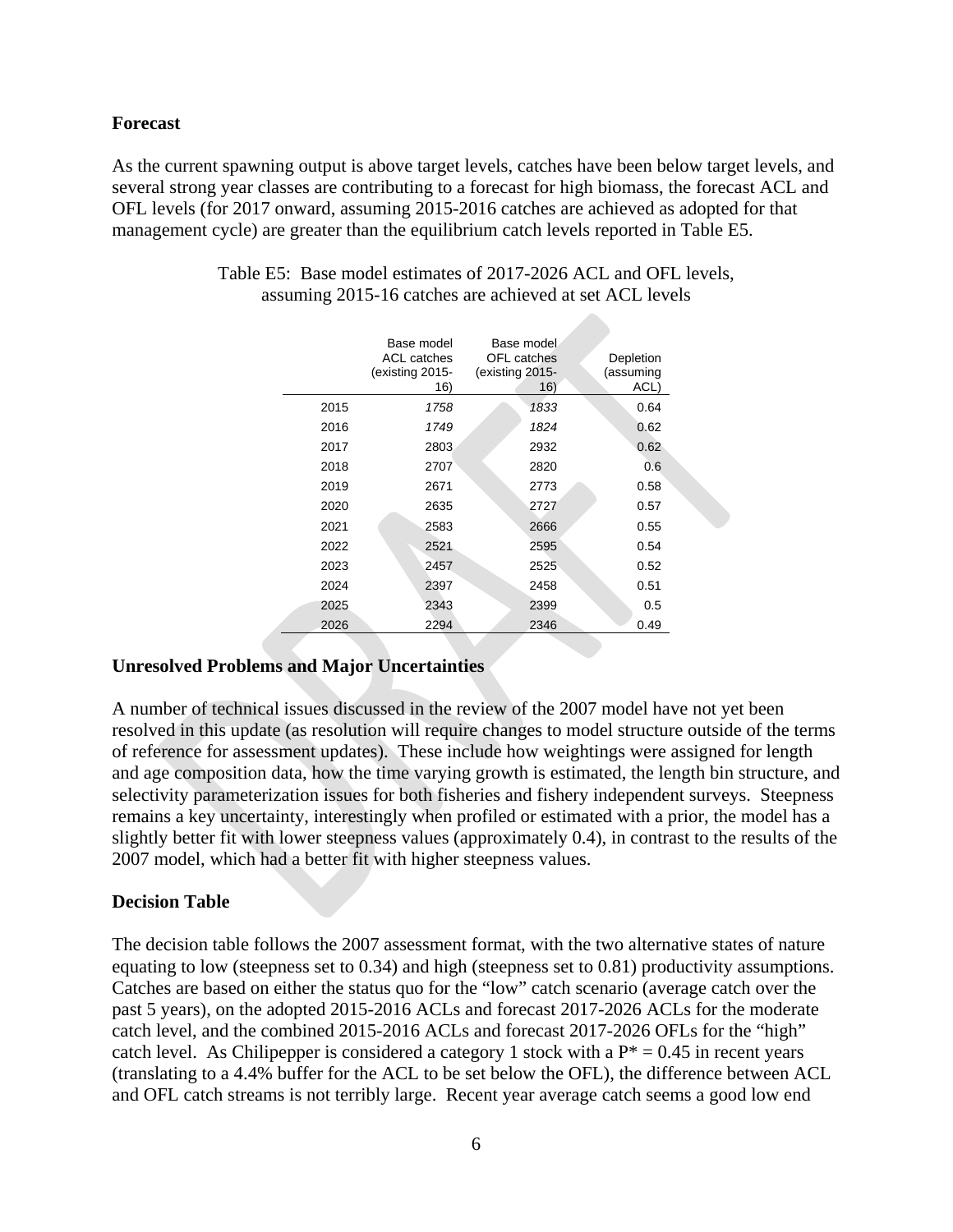**Forecast**

As the current spawning output is above target levels, catches have been below target levels, and several strong year classes are contributing to a forecast for high biomass, the forecast ACL and OFL levels (for 2017 onward, assuming 2015-2016 catches are achieved as adopted for that management cycle) are greater than the equilibrium catch levels reported in Table E5.

Table E5: Base model estimates of 2017-2026 ACL and OFL levels, assuming 2015-16 catches are achieved at set ACL levels

| | Base model ACL catches (existing 2015-16) | Base model OFL catches (existing 2015-16) | Depletion (assuming ACL) |
|---|---|---|---|
| 2015 | *1758* | *1833* | 0.64 |
| 2016 | *1749* | *1824* | 0.62 |
| 2017 | 2803 | 2932 | 0.62 |
| 2018 | 2707 | 2820 | 0.6 |
| 2019 | 2671 | 2773 | 0.58 |
| 2020 | 2635 | 2727 | 0.57 |
| 2021 | 2583 | 2666 | 0.55 |
| 2022 | 2521 | 2595 | 0.54 |
| 2023 | 2457 | 2525 | 0.52 |
| 2024 | 2397 | 2458 | 0.51 |
| 2025 | 2343 | 2399 | 0.5 |
| 2026 | 2294 | 2346 | 0.49 |

**Unresolved Problems and Major Uncertainties**

A number of technical issues discussed in the review of the 2007 model have not yet been resolved in this update (as resolution will require changes to model structure outside of the terms of reference for assessment updates). These include how weightings were assigned for length and age composition data, how the time varying growth is estimated, the length bin structure, and selectivity parameterization issues for both fisheries and fishery independent surveys. Steepness remains a key uncertainty, interestingly when profiled or estimated with a prior, the model has a slightly better fit with lower steepness values (approximately 0.4), in contrast to the results of the 2007 model, which had a better fit with higher steepness values.

**Decision Table**

The decision table follows the 2007 assessment format, with the two alternative states of nature equating to low (steepness set to 0.34) and high (steepness set to 0.81) productivity assumptions. Catches are based on either the status quo for the "low" catch scenario (average catch over the past 5 years), on the adopted 2015-2016 ACLs and forecast 2017-2026 ACLs for the moderate catch level, and the combined 2015-2016 ACLs and forecast 2017-2026 OFLs for the "high" catch level. As Chilipepper is considered a category 1 stock with a $P^* = 0.45$ in recent years (translating to a 4.4% buffer for the ACL to be set below the OFL), the difference between ACL and OFL catch streams is not terribly large. Recent year average catch seems a good low end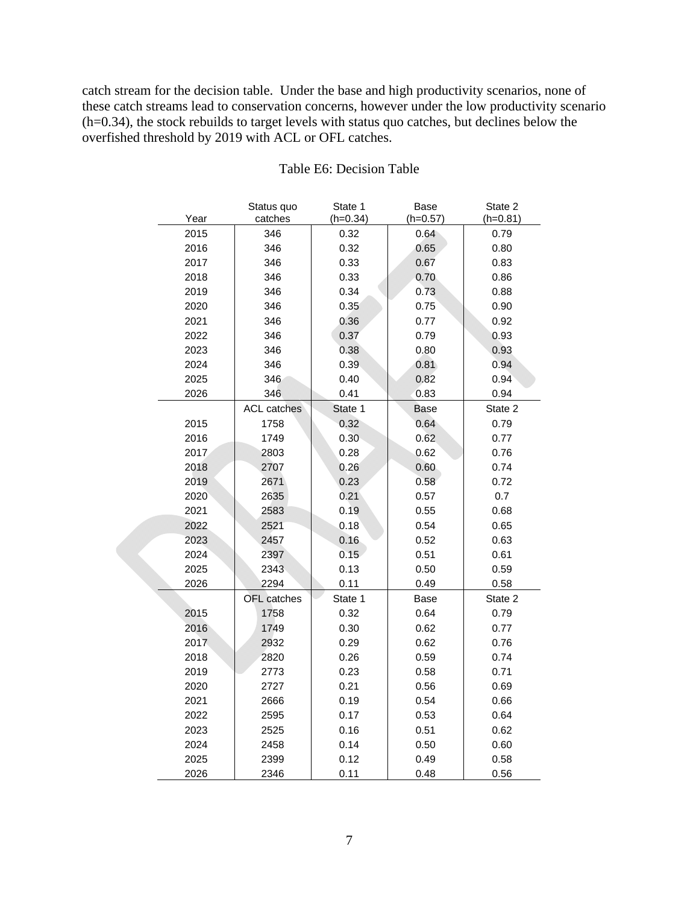catch stream for the decision table. Under the base and high productivity scenarios, none of these catch streams lead to conservation concerns, however under the low productivity scenario (h=0.34), the stock rebuilds to target levels with status quo catches, but declines below the overfished threshold by 2019 with ACL or OFL catches.

Table E6: Decision Table

| Year | Status quo catches | State 1 (h=0.34) | Base (h=0.57) | State 2 (h=0.81) |
|---|---|---|---|---|
| 2015 | 346 | 0.32 | 0.64 | 0.79 |
| 2016 | 346 | 0.32 | 0.65 | 0.80 |
| 2017 | 346 | 0.33 | 0.67 | 0.83 |
| 2018 | 346 | 0.33 | 0.70 | 0.86 |
| 2019 | 346 | 0.34 | 0.73 | 0.88 |
| 2020 | 346 | 0.35 | 0.75 | 0.90 |
| 2021 | 346 | 0.36 | 0.77 | 0.92 |
| 2022 | 346 | 0.37 | 0.79 | 0.93 |
| 2023 | 346 | 0.38 | 0.80 | 0.93 |
| 2024 | 346 | 0.39 | 0.81 | 0.94 |
| 2025 | 346 | 0.40 | 0.82 | 0.94 |
| 2026 | 346 | 0.41 | 0.83 | 0.94 |
| | ACL catches | State 1 | Base | State 2 |
| 2015 | 1758 | 0.32 | 0.64 | 0.79 |
| 2016 | 1749 | 0.30 | 0.62 | 0.77 |
| 2017 | 2803 | 0.28 | 0.62 | 0.76 |
| 2018 | 2707 | 0.26 | 0.60 | 0.74 |
| 2019 | 2671 | 0.23 | 0.58 | 0.72 |
| 2020 | 2635 | 0.21 | 0.57 | 0.7 |
| 2021 | 2583 | 0.19 | 0.55 | 0.68 |
| 2022 | 2521 | 0.18 | 0.54 | 0.65 |
| 2023 | 2457 | 0.16 | 0.52 | 0.63 |
| 2024 | 2397 | 0.15 | 0.51 | 0.61 |
| 2025 | 2343 | 0.13 | 0.50 | 0.59 |
| 2026 | 2294 | 0.11 | 0.49 | 0.58 |
| | OFL catches | State 1 | Base | State 2 |
| 2015 | 1758 | 0.32 | 0.64 | 0.79 |
| 2016 | 1749 | 0.30 | 0.62 | 0.77 |
| 2017 | 2932 | 0.29 | 0.62 | 0.76 |
| 2018 | 2820 | 0.26 | 0.59 | 0.74 |
| 2019 | 2773 | 0.23 | 0.58 | 0.71 |
| 2020 | 2727 | 0.21 | 0.56 | 0.69 |
| 2021 | 2666 | 0.19 | 0.54 | 0.66 |
| 2022 | 2595 | 0.17 | 0.53 | 0.64 |
| 2023 | 2525 | 0.16 | 0.51 | 0.62 |
| 2024 | 2458 | 0.14 | 0.50 | 0.60 |
| 2025 | 2399 | 0.12 | 0.49 | 0.58 |
| 2026 | 2346 | 0.11 | 0.48 | 0.56 |